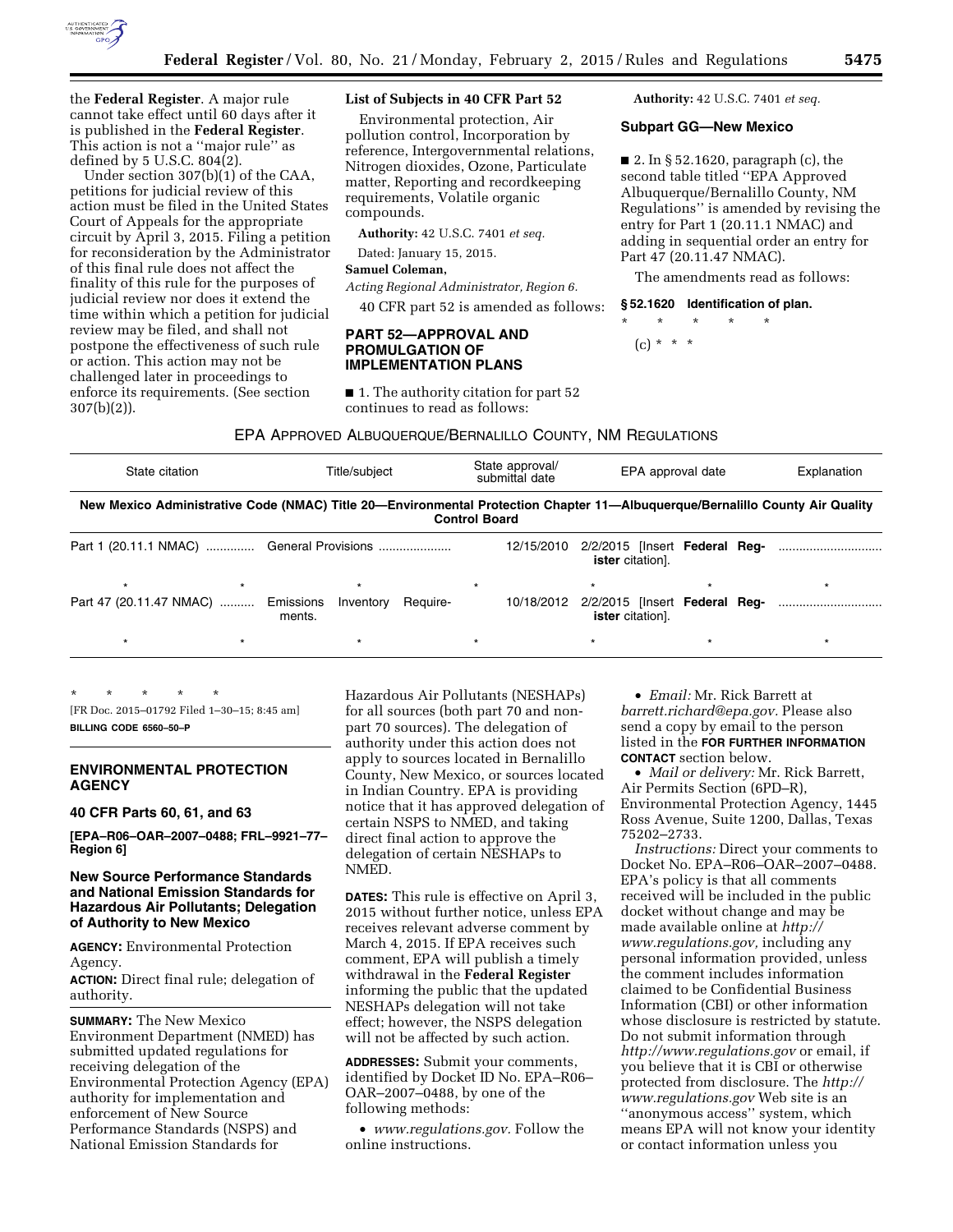the **Federal Register**. A major rule cannot take effect until 60 days after it is published in the **Federal Register**. This action is not a ''major rule'' as defined by 5 U.S.C. 804(2).

Under section 307(b)(1) of the CAA, petitions for judicial review of this action must be filed in the United States Court of Appeals for the appropriate circuit by April 3, 2015. Filing a petition for reconsideration by the Administrator of this final rule does not affect the finality of this rule for the purposes of judicial review nor does it extend the time within which a petition for judicial review may be filed, and shall not postpone the effectiveness of such rule or action. This action may not be challenged later in proceedings to enforce its requirements. (See section 307(b)(2)).

**List of Subjects in 40 CFR Part 52**

Environmental protection, Air pollution control, Incorporation by reference, Intergovernmental relations, Nitrogen dioxides, Ozone, Particulate matter, Reporting and recordkeeping requirements, Volatile organic compounds.

**Authority:** 42 U.S.C. 7401 *et seq.*

Dated: January 15, 2015.

**Samuel Coleman,**

*Acting Regional Administrator, Region 6.*

40 CFR part 52 is amended as follows:

## PART 52—APPROVAL AND PROMULGATION OF IMPLEMENTATION PLANS

■ 1. The authority citation for part 52 continues to read as follows:

**Authority:** 42 U.S.C. 7401 *et seq.*

### Subpart GG—New Mexico

■ 2. In § 52.1620, paragraph (c), the second table titled ''EPA Approved Albuquerque/Bernalillo County, NM Regulations'' is amended by revising the entry for Part 1 (20.11.1 NMAC) and adding in sequential order an entry for Part 47 (20.11.47 NMAC).

The amendments read as follows:

**§ 52.1620 Identification of plan.**

\* \* \* \* \*

(c) \* \* \*

EPA APPROVED ALBUQUERQUE/BERNALILLO COUNTY, NM REGULATIONS

| State citation | Title/subject | State approval/ submittal date | EPA approval date | Explanation |
|---|---|---|---|---|
| **New Mexico Administrative Code (NMAC) Title 20—Environmental Protection Chapter 11—Albuquerque/Bernalillo County Air Quality Control Board** | | | | |
| Part 1 (20.11.1 NMAC) | General Provisions | 12/15/2010 | 2/2/2015 [Insert **Federal Register** citation]. | |
| * * | * | * | * | * * |
| Part 47 (20.11.47 NMAC) | Emissions Inventory Requirements. | 10/18/2012 | 2/2/2015 [Insert **Federal Register** citation]. | |
| * * | * | * | * | * * |

\* \* \* \* \*

[FR Doc. 2015–01792 Filed 1–30–15; 8:45 am]

**BILLING CODE 6560–50–P**

---

## ENVIRONMENTAL PROTECTION AGENCY

### 40 CFR Parts 60, 61, and 63

**[EPA–R06–OAR–2007–0488; FRL–9921–77–Region 6]**

### New Source Performance Standards and National Emission Standards for Hazardous Air Pollutants; Delegation of Authority to New Mexico

**AGENCY:** Environmental Protection Agency.

**ACTION:** Direct final rule; delegation of authority.

**SUMMARY:** The New Mexico Environment Department (NMED) has submitted updated regulations for receiving delegation of the Environmental Protection Agency (EPA) authority for implementation and enforcement of New Source Performance Standards (NSPS) and National Emission Standards for Hazardous Air Pollutants (NESHAPs) for all sources (both part 70 and non-part 70 sources). The delegation of authority under this action does not apply to sources located in Bernalillo County, New Mexico, or sources located in Indian Country. EPA is providing notice that it has approved delegation of certain NSPS to NMED, and taking direct final action to approve the delegation of certain NESHAPs to NMED.

**DATES:** This rule is effective on April 3, 2015 without further notice, unless EPA receives relevant adverse comment by March 4, 2015. If EPA receives such comment, EPA will publish a timely withdrawal in the **Federal Register** informing the public that the updated NESHAPs delegation will not take effect; however, the NSPS delegation will not be affected by such action.

**ADDRESSES:** Submit your comments, identified by Docket ID No. EPA–R06–OAR–2007–0488, by one of the following methods:

- *www.regulations.gov.* Follow the online instructions.
- *Email:* Mr. Rick Barrett at *barrett.richard@epa.gov.* Please also send a copy by email to the person listed in the **FOR FURTHER INFORMATION CONTACT** section below.
- *Mail or delivery:* Mr. Rick Barrett, Air Permits Section (6PD–R), Environmental Protection Agency, 1445 Ross Avenue, Suite 1200, Dallas, Texas 75202–2733.

*Instructions:* Direct your comments to Docket No. EPA–R06–OAR–2007–0488. EPA's policy is that all comments received will be included in the public docket without change and may be made available online at *http://www.regulations.gov,* including any personal information provided, unless the comment includes information claimed to be Confidential Business Information (CBI) or other information whose disclosure is restricted by statute. Do not submit information through *http://www.regulations.gov* or email, if you believe that it is CBI or otherwise protected from disclosure. The *http://www.regulations.gov* Web site is an ''anonymous access'' system, which means EPA will not know your identity or contact information unless you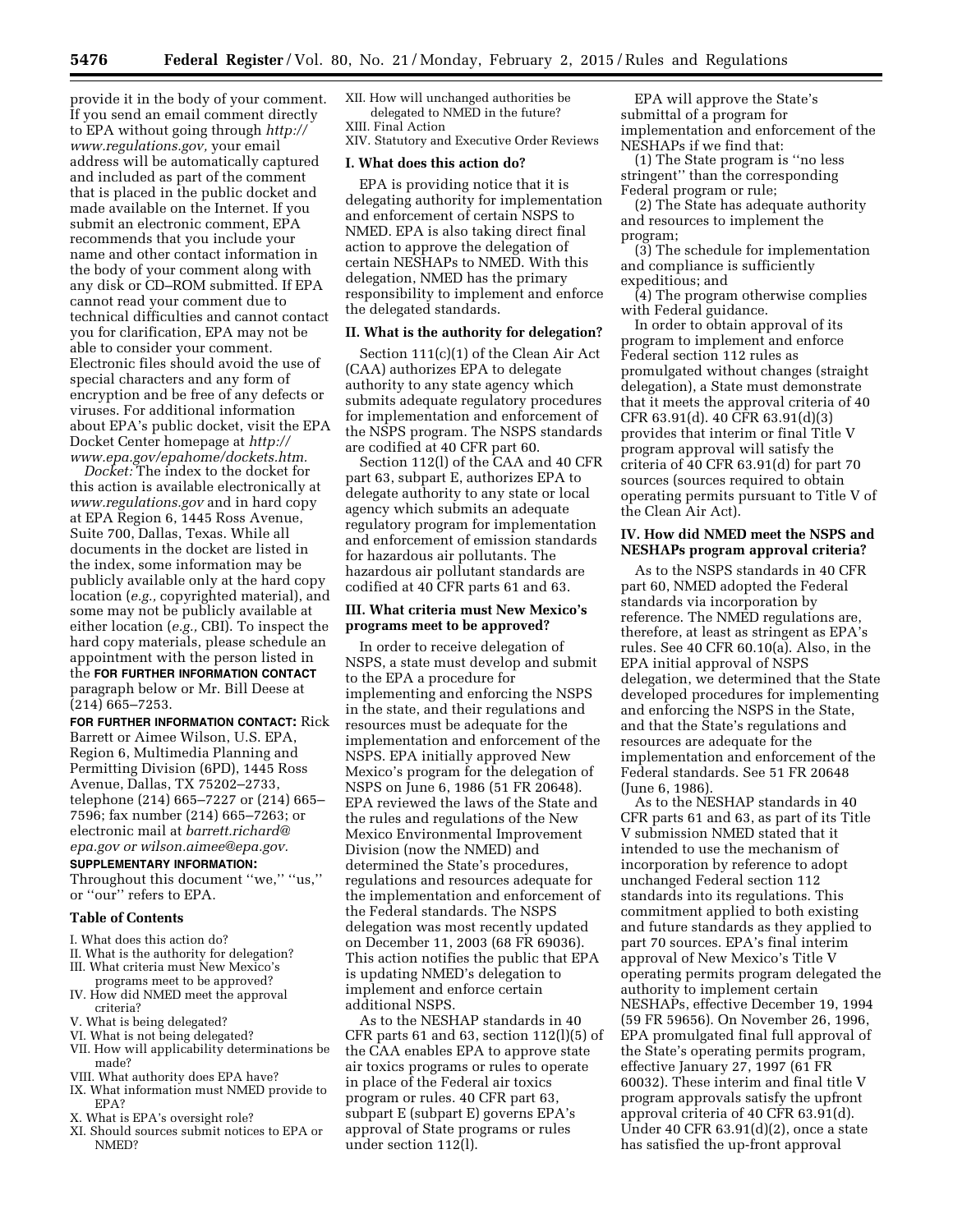provide it in the body of your comment. If you send an email comment directly to EPA without going through *http://www.regulations.gov,* your email address will be automatically captured and included as part of the comment that is placed in the public docket and made available on the Internet. If you submit an electronic comment, EPA recommends that you include your name and other contact information in the body of your comment along with any disk or CD–ROM submitted. If EPA cannot read your comment due to technical difficulties and cannot contact you for clarification, EPA may not be able to consider your comment. Electronic files should avoid the use of special characters and any form of encryption and be free of any defects or viruses. For additional information about EPA's public docket, visit the EPA Docket Center homepage at *http://www.epa.gov/epahome/dockets.htm.*

*Docket:* The index to the docket for this action is available electronically at *www.regulations.gov* and in hard copy at EPA Region 6, 1445 Ross Avenue, Suite 700, Dallas, Texas. While all documents in the docket are listed in the index, some information may be publicly available only at the hard copy location (*e.g.,* copyrighted material), and some may not be publicly available at either location (*e.g.,* CBI). To inspect the hard copy materials, please schedule an appointment with the person listed in the **FOR FURTHER INFORMATION CONTACT** paragraph below or Mr. Bill Deese at (214) 665–7253.

**FOR FURTHER INFORMATION CONTACT:** Rick Barrett or Aimee Wilson, U.S. EPA, Region 6, Multimedia Planning and Permitting Division (6PD), 1445 Ross Avenue, Dallas, TX 75202–2733, telephone (214) 665–7227 or (214) 665–7596; fax number (214) 665–7263; or electronic mail at *barrett.richard@epa.gov or wilson.aimee@epa.gov.*

**SUPPLEMENTARY INFORMATION:** Throughout this document "we," "us," or "our" refers to EPA.

## Table of Contents

I. What does this action do?
II. What is the authority for delegation?
III. What criteria must New Mexico's programs meet to be approved?
IV. How did NMED meet the approval criteria?
V. What is being delegated?
VI. What is not being delegated?
VII. How will applicability determinations be made?
VIII. What authority does EPA have?
IX. What information must NMED provide to EPA?
X. What is EPA's oversight role?
XI. Should sources submit notices to EPA or NMED?
XII. How will unchanged authorities be delegated to NMED in the future?
XIII. Final Action
XIV. Statutory and Executive Order Reviews

## I. What does this action do?

EPA is providing notice that it is delegating authority for implementation and enforcement of certain NSPS to NMED. EPA is also taking direct final action to approve the delegation of certain NESHAPs to NMED. With this delegation, NMED has the primary responsibility to implement and enforce the delegated standards.

## II. What is the authority for delegation?

Section 111(c)(1) of the Clean Air Act (CAA) authorizes EPA to delegate authority to any state agency which submits adequate regulatory procedures for implementation and enforcement of the NSPS program. The NSPS standards are codified at 40 CFR part 60.

Section 112(l) of the CAA and 40 CFR part 63, subpart E, authorizes EPA to delegate authority to any state or local agency which submits an adequate regulatory program for implementation and enforcement of emission standards for hazardous air pollutants. The hazardous air pollutant standards are codified at 40 CFR parts 61 and 63.

## III. What criteria must New Mexico's programs meet to be approved?

In order to receive delegation of NSPS, a state must develop and submit to the EPA a procedure for implementing and enforcing the NSPS in the state, and their regulations and resources must be adequate for the implementation and enforcement of the NSPS. EPA initially approved New Mexico's program for the delegation of NSPS on June 6, 1986 (51 FR 20648). EPA reviewed the laws of the State and the rules and regulations of the New Mexico Environmental Improvement Division (now the NMED) and determined the State's procedures, regulations and resources adequate for the implementation and enforcement of the Federal standards. The NSPS delegation was most recently updated on December 11, 2003 (68 FR 69036). This action notifies the public that EPA is updating NMED's delegation to implement and enforce certain additional NSPS.

As to the NESHAP standards in 40 CFR parts 61 and 63, section 112(l)(5) of the CAA enables EPA to approve state air toxics programs or rules to operate in place of the Federal air toxics program or rules. 40 CFR part 63, subpart E (subpart E) governs EPA's approval of State programs or rules under section 112(l).

EPA will approve the State's submittal of a program for implementation and enforcement of the NESHAPs if we find that:

(1) The State program is "no less stringent" than the corresponding Federal program or rule;

(2) The State has adequate authority and resources to implement the program;

(3) The schedule for implementation and compliance is sufficiently expeditious; and

(4) The program otherwise complies with Federal guidance.

In order to obtain approval of its program to implement and enforce Federal section 112 rules as promulgated without changes (straight delegation), a State must demonstrate that it meets the approval criteria of 40 CFR 63.91(d). 40 CFR 63.91(d)(3) provides that interim or final Title V program approval will satisfy the criteria of 40 CFR 63.91(d) for part 70 sources (sources required to obtain operating permits pursuant to Title V of the Clean Air Act).

## IV. How did NMED meet the NSPS and NESHAPs program approval criteria?

As to the NSPS standards in 40 CFR part 60, NMED adopted the Federal standards via incorporation by reference. The NMED regulations are, therefore, at least as stringent as EPA's rules. See 40 CFR 60.10(a). Also, in the EPA initial approval of NSPS delegation, we determined that the State developed procedures for implementing and enforcing the NSPS in the State, and that the State's regulations and resources are adequate for the implementation and enforcement of the Federal standards. See 51 FR 20648 (June 6, 1986).

As to the NESHAP standards in 40 CFR parts 61 and 63, as part of its Title V submission NMED stated that it intended to use the mechanism of incorporation by reference to adopt unchanged Federal section 112 standards into its regulations. This commitment applied to both existing and future standards as they applied to part 70 sources. EPA's final interim approval of New Mexico's Title V operating permits program delegated the authority to implement certain NESHAPs, effective December 19, 1994 (59 FR 59656). On November 26, 1996, EPA promulgated final full approval of the State's operating permits program, effective January 27, 1997 (61 FR 60032). These interim and final title V program approvals satisfy the upfront approval criteria of 40 CFR 63.91(d). Under 40 CFR 63.91(d)(2), once a state has satisfied the up-front approval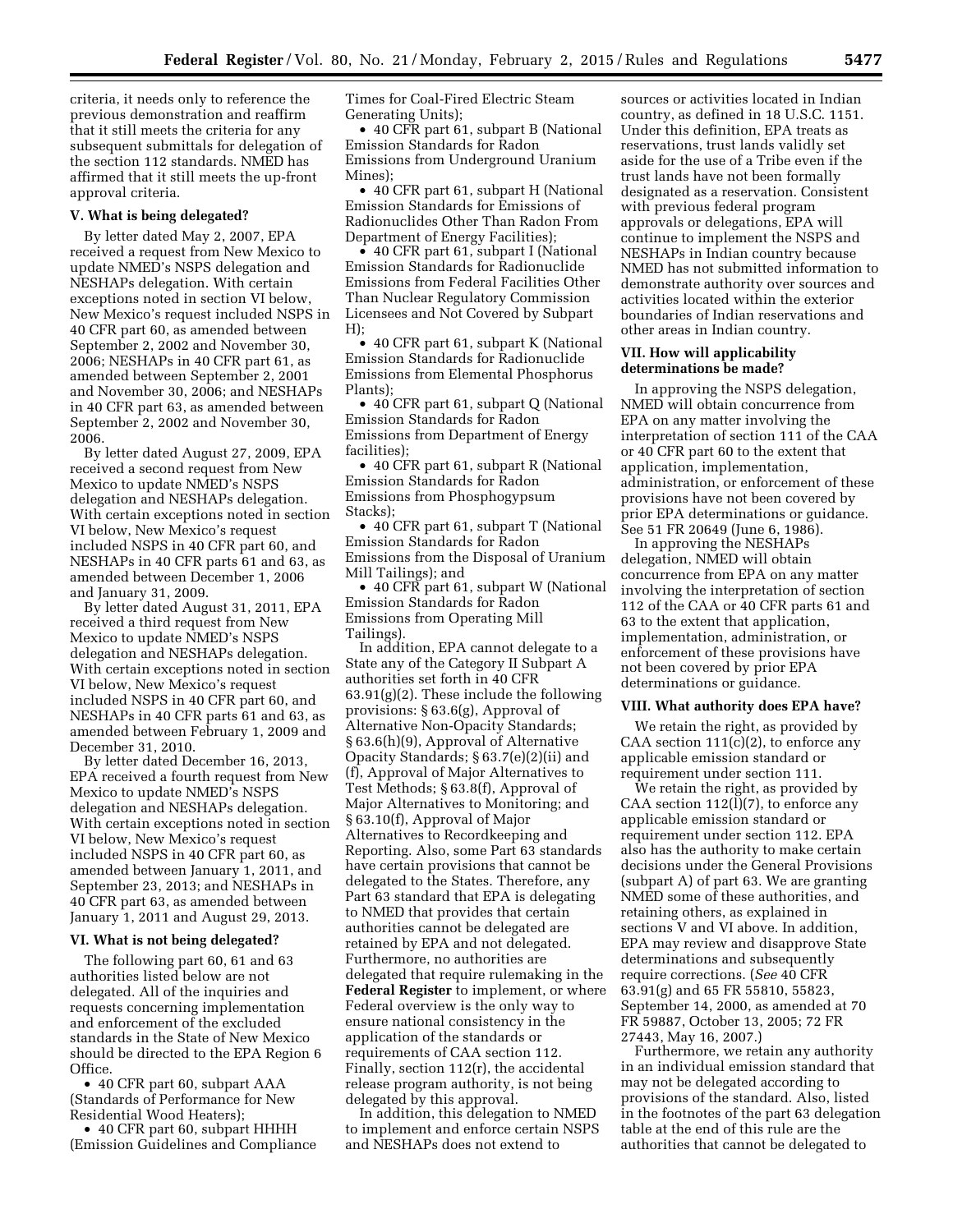criteria, it needs only to reference the previous demonstration and reaffirm that it still meets the criteria for any subsequent submittals for delegation of the section 112 standards. NMED has affirmed that it still meets the up-front approval criteria.

### V. What is being delegated?

By letter dated May 2, 2007, EPA received a request from New Mexico to update NMED's NSPS delegation and NESHAPs delegation. With certain exceptions noted in section VI below, New Mexico's request included NSPS in 40 CFR part 60, as amended between September 2, 2002 and November 30, 2006; NESHAPs in 40 CFR part 61, as amended between September 2, 2001 and November 30, 2006; and NESHAPs in 40 CFR part 63, as amended between September 2, 2002 and November 30, 2006.

By letter dated August 27, 2009, EPA received a second request from New Mexico to update NMED's NSPS delegation and NESHAPs delegation. With certain exceptions noted in section VI below, New Mexico's request included NSPS in 40 CFR part 60, and NESHAPs in 40 CFR parts 61 and 63, as amended between December 1, 2006 and January 31, 2009.

By letter dated August 31, 2011, EPA received a third request from New Mexico to update NMED's NSPS delegation and NESHAPs delegation. With certain exceptions noted in section VI below, New Mexico's request included NSPS in 40 CFR part 60, and NESHAPs in 40 CFR parts 61 and 63, as amended between February 1, 2009 and December 31, 2010.

By letter dated December 16, 2013, EPA received a fourth request from New Mexico to update NMED's NSPS delegation and NESHAPs delegation. With certain exceptions noted in section VI below, New Mexico's request included NSPS in 40 CFR part 60, as amended between January 1, 2011, and September 23, 2013; and NESHAPs in 40 CFR part 63, as amended between January 1, 2011 and August 29, 2013.

### VI. What is not being delegated?

The following part 60, 61 and 63 authorities listed below are not delegated. All of the inquiries and requests concerning implementation and enforcement of the excluded standards in the State of New Mexico should be directed to the EPA Region 6 Office.

- 40 CFR part 60, subpart AAA (Standards of Performance for New Residential Wood Heaters);
- 40 CFR part 60, subpart HHHH (Emission Guidelines and Compliance Times for Coal-Fired Electric Steam Generating Units);
- 40 CFR part 61, subpart B (National Emission Standards for Radon Emissions from Underground Uranium Mines);
- 40 CFR part 61, subpart H (National Emission Standards for Emissions of Radionuclides Other Than Radon From Department of Energy Facilities);
- 40 CFR part 61, subpart I (National Emission Standards for Radionuclide Emissions from Federal Facilities Other Than Nuclear Regulatory Commission Licensees and Not Covered by Subpart H);
- 40 CFR part 61, subpart K (National Emission Standards for Radionuclide Emissions from Elemental Phosphorus Plants);
- 40 CFR part 61, subpart Q (National Emission Standards for Radon Emissions from Department of Energy facilities);
- 40 CFR part 61, subpart R (National Emission Standards for Radon Emissions from Phosphogypsum Stacks);
- 40 CFR part 61, subpart T (National Emission Standards for Radon Emissions from the Disposal of Uranium Mill Tailings); and
- 40 CFR part 61, subpart W (National Emission Standards for Radon Emissions from Operating Mill Tailings).

In addition, EPA cannot delegate to a State any of the Category II Subpart A authorities set forth in 40 CFR 63.91(g)(2). These include the following provisions: § 63.6(g), Approval of Alternative Non-Opacity Standards; § 63.6(h)(9), Approval of Alternative Opacity Standards; § 63.7(e)(2)(ii) and (f), Approval of Major Alternatives to Test Methods; § 63.8(f), Approval of Major Alternatives to Monitoring; and § 63.10(f), Approval of Major Alternatives to Recordkeeping and Reporting. Also, some Part 63 standards have certain provisions that cannot be delegated to the States. Therefore, any Part 63 standard that EPA is delegating to NMED that provides that certain authorities cannot be delegated are retained by EPA and not delegated. Furthermore, no authorities are delegated that require rulemaking in the **Federal Register** to implement, or where Federal overview is the only way to ensure national consistency in the application of the standards or requirements of CAA section 112. Finally, section 112(r), the accidental release program authority, is not being delegated by this approval.

In addition, this delegation to NMED to implement and enforce certain NSPS and NESHAPs does not extend to sources or activities located in Indian country, as defined in 18 U.S.C. 1151. Under this definition, EPA treats as reservations, trust lands validly set aside for the use of a Tribe even if the trust lands have not been formally designated as a reservation. Consistent with previous federal program approvals or delegations, EPA will continue to implement the NSPS and NESHAPs in Indian country because NMED has not submitted information to demonstrate authority over sources and activities located within the exterior boundaries of Indian reservations and other areas in Indian country.

### VII. How will applicability determinations be made?

In approving the NSPS delegation, NMED will obtain concurrence from EPA on any matter involving the interpretation of section 111 of the CAA or 40 CFR part 60 to the extent that application, implementation, administration, or enforcement of these provisions have not been covered by prior EPA determinations or guidance. See 51 FR 20649 (June 6, 1986).

In approving the NESHAPs delegation, NMED will obtain concurrence from EPA on any matter involving the interpretation of section 112 of the CAA or 40 CFR parts 61 and 63 to the extent that application, implementation, administration, or enforcement of these provisions have not been covered by prior EPA determinations or guidance.

### VIII. What authority does EPA have?

We retain the right, as provided by CAA section 111(c)(2), to enforce any applicable emission standard or requirement under section 111.

We retain the right, as provided by CAA section 112(l)(7), to enforce any applicable emission standard or requirement under section 112. EPA also has the authority to make certain decisions under the General Provisions (subpart A) of part 63. We are granting NMED some of these authorities, and retaining others, as explained in sections V and VI above. In addition, EPA may review and disapprove State determinations and subsequently require corrections. (*See* 40 CFR 63.91(g) and 65 FR 55810, 55823, September 14, 2000, as amended at 70 FR 59887, October 13, 2005; 72 FR 27443, May 16, 2007.)

Furthermore, we retain any authority in an individual emission standard that may not be delegated according to provisions of the standard. Also, listed in the footnotes of the part 63 delegation table at the end of this rule are the authorities that cannot be delegated to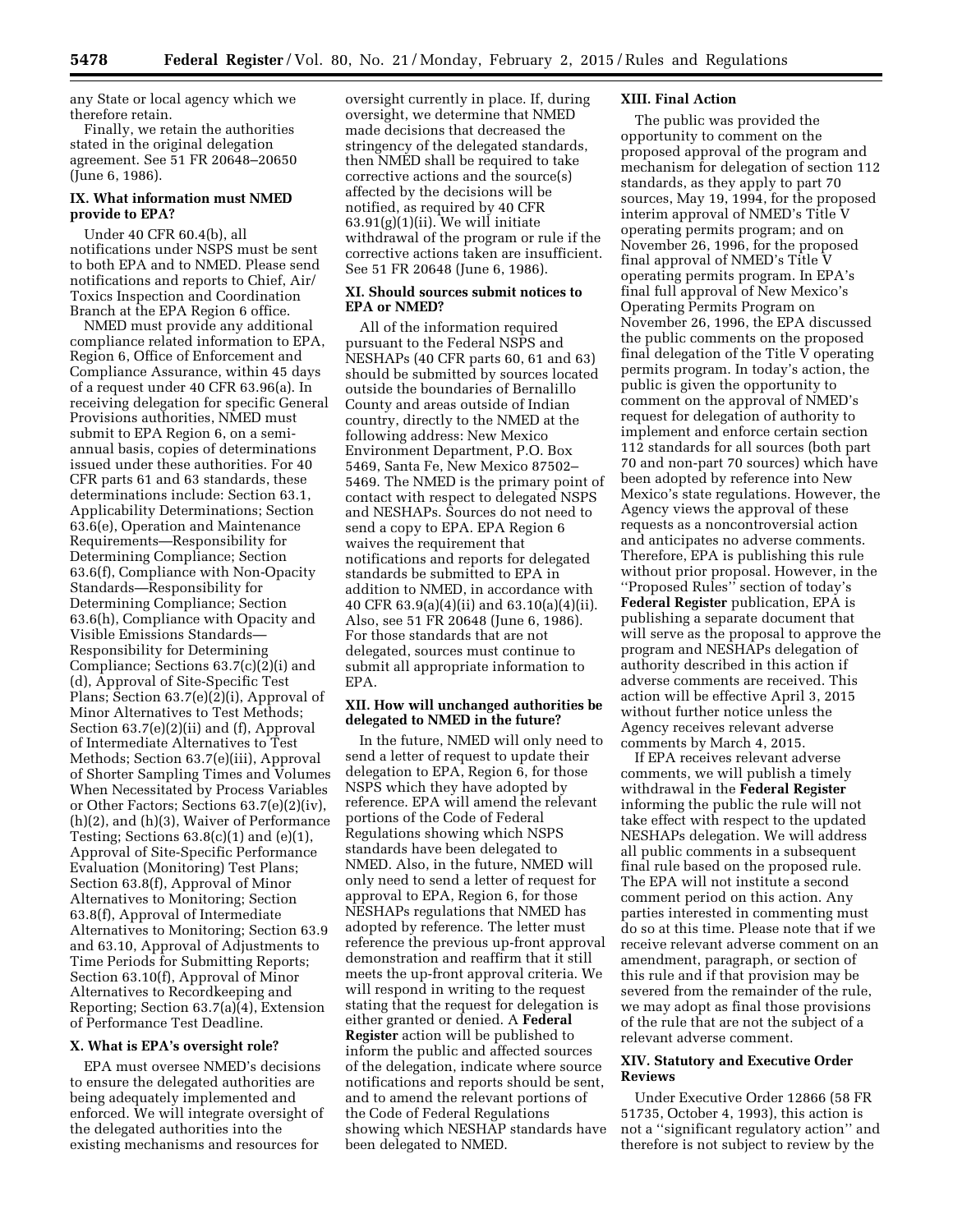any State or local agency which we therefore retain.

Finally, we retain the authorities stated in the original delegation agreement. See 51 FR 20648–20650 (June 6, 1986).

## IX. What information must NMED provide to EPA?

Under 40 CFR 60.4(b), all notifications under NSPS must be sent to both EPA and to NMED. Please send notifications and reports to Chief, Air/Toxics Inspection and Coordination Branch at the EPA Region 6 office.

NMED must provide any additional compliance related information to EPA, Region 6, Office of Enforcement and Compliance Assurance, within 45 days of a request under 40 CFR 63.96(a). In receiving delegation for specific General Provisions authorities, NMED must submit to EPA Region 6, on a semi-annual basis, copies of determinations issued under these authorities. For 40 CFR parts 61 and 63 standards, these determinations include: Section 63.1, Applicability Determinations; Section 63.6(e), Operation and Maintenance Requirements—Responsibility for Determining Compliance; Section 63.6(f), Compliance with Non-Opacity Standards—Responsibility for Determining Compliance; Section 63.6(h), Compliance with Opacity and Visible Emissions Standards—Responsibility for Determining Compliance; Sections 63.7(c)(2)(i) and (d), Approval of Site-Specific Test Plans; Section 63.7(e)(2)(i), Approval of Minor Alternatives to Test Methods; Section 63.7(e)(2)(ii) and (f), Approval of Intermediate Alternatives to Test Methods; Section 63.7(e)(iii), Approval of Shorter Sampling Times and Volumes When Necessitated by Process Variables or Other Factors; Sections 63.7(e)(2)(iv), (h)(2), and (h)(3), Waiver of Performance Testing; Sections 63.8(c)(1) and (e)(1), Approval of Site-Specific Performance Evaluation (Monitoring) Test Plans; Section 63.8(f), Approval of Minor Alternatives to Monitoring; Section 63.8(f), Approval of Intermediate Alternatives to Monitoring; Section 63.9 and 63.10, Approval of Adjustments to Time Periods for Submitting Reports; Section 63.10(f), Approval of Minor Alternatives to Recordkeeping and Reporting; Section 63.7(a)(4), Extension of Performance Test Deadline.

## X. What is EPA's oversight role?

EPA must oversee NMED's decisions to ensure the delegated authorities are being adequately implemented and enforced. We will integrate oversight of the delegated authorities into the existing mechanisms and resources for oversight currently in place. If, during oversight, we determine that NMED made decisions that decreased the stringency of the delegated standards, then NMED shall be required to take corrective actions and the source(s) affected by the decisions will be notified, as required by 40 CFR 63.91(g)(1)(ii). We will initiate withdrawal of the program or rule if the corrective actions taken are insufficient. See 51 FR 20648 (June 6, 1986).

## XI. Should sources submit notices to EPA or NMED?

All of the information required pursuant to the Federal NSPS and NESHAPs (40 CFR parts 60, 61 and 63) should be submitted by sources located outside the boundaries of Bernalillo County and areas outside of Indian country, directly to the NMED at the following address: New Mexico Environment Department, P.O. Box 5469, Santa Fe, New Mexico 87502–5469. The NMED is the primary point of contact with respect to delegated NSPS and NESHAPs. Sources do not need to send a copy to EPA. EPA Region 6 waives the requirement that notifications and reports for delegated standards be submitted to EPA in addition to NMED, in accordance with 40 CFR 63.9(a)(4)(ii) and 63.10(a)(4)(ii). Also, see 51 FR 20648 (June 6, 1986). For those standards that are not delegated, sources must continue to submit all appropriate information to EPA.

## XII. How will unchanged authorities be delegated to NMED in the future?

In the future, NMED will only need to send a letter of request to update their delegation to EPA, Region 6, for those NSPS which they have adopted by reference. EPA will amend the relevant portions of the Code of Federal Regulations showing which NSPS standards have been delegated to NMED. Also, in the future, NMED will only need to send a letter of request for approval to EPA, Region 6, for those NESHAPs regulations that NMED has adopted by reference. The letter must reference the previous up-front approval demonstration and reaffirm that it still meets the up-front approval criteria. We will respond in writing to the request stating that the request for delegation is either granted or denied. A **Federal Register** action will be published to inform the public and affected sources of the delegation, indicate where source notifications and reports should be sent, and to amend the relevant portions of the Code of Federal Regulations showing which NESHAP standards have been delegated to NMED.

## XIII. Final Action

The public was provided the opportunity to comment on the proposed approval of the program and mechanism for delegation of section 112 standards, as they apply to part 70 sources, May 19, 1994, for the proposed interim approval of NMED's Title V operating permits program; and on November 26, 1996, for the proposed final approval of NMED's Title V operating permits program. In EPA's final full approval of New Mexico's Operating Permits Program on November 26, 1996, the EPA discussed the public comments on the proposed final delegation of the Title V operating permits program. In today's action, the public is given the opportunity to comment on the approval of NMED's request for delegation of authority to implement and enforce certain section 112 standards for all sources (both part 70 and non-part 70 sources) which have been adopted by reference into New Mexico's state regulations. However, the Agency views the approval of these requests as a noncontroversial action and anticipates no adverse comments. Therefore, EPA is publishing this rule without prior proposal. However, in the "Proposed Rules" section of today's **Federal Register** publication, EPA is publishing a separate document that will serve as the proposal to approve the program and NESHAPs delegation of authority described in this action if adverse comments are received. This action will be effective April 3, 2015 without further notice unless the Agency receives relevant adverse comments by March 4, 2015.

If EPA receives relevant adverse comments, we will publish a timely withdrawal in the **Federal Register** informing the public the rule will not take effect with respect to the updated NESHAPs delegation. We will address all public comments in a subsequent final rule based on the proposed rule. The EPA will not institute a second comment period on this action. Any parties interested in commenting must do so at this time. Please note that if we receive relevant adverse comment on an amendment, paragraph, or section of this rule and if that provision may be severed from the remainder of the rule, we may adopt as final those provisions of the rule that are not the subject of a relevant adverse comment.

## XIV. Statutory and Executive Order Reviews

Under Executive Order 12866 (58 FR 51735, October 4, 1993), this action is not a "significant regulatory action" and therefore is not subject to review by the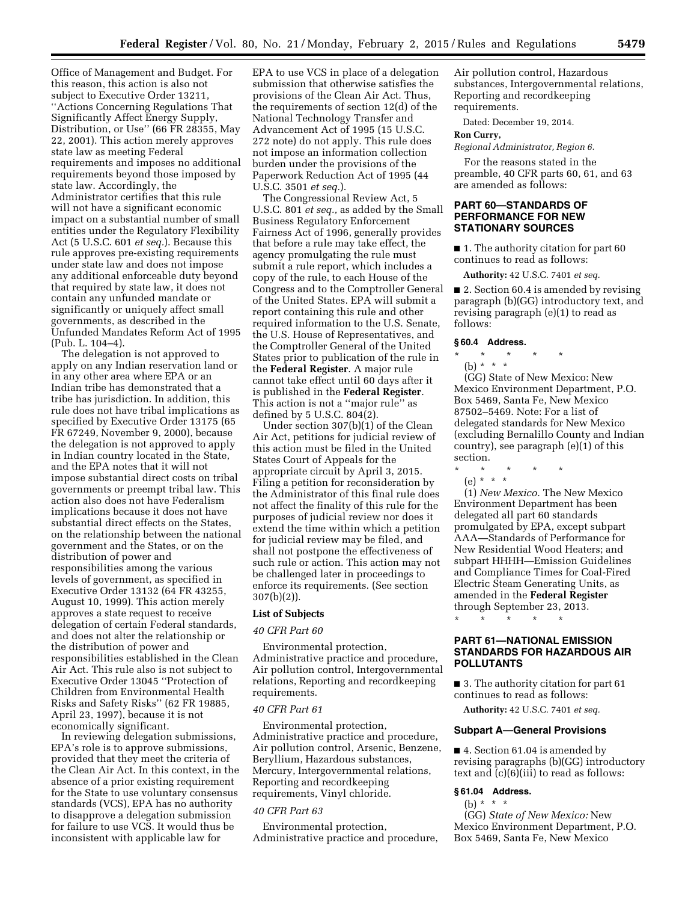Office of Management and Budget. For this reason, this action is also not subject to Executive Order 13211, ''Actions Concerning Regulations That Significantly Affect Energy Supply, Distribution, or Use'' (66 FR 28355, May 22, 2001). This action merely approves state law as meeting Federal requirements and imposes no additional requirements beyond those imposed by state law. Accordingly, the Administrator certifies that this rule will not have a significant economic impact on a substantial number of small entities under the Regulatory Flexibility Act (5 U.S.C. 601 *et seq.*). Because this rule approves pre-existing requirements under state law and does not impose any additional enforceable duty beyond that required by state law, it does not contain any unfunded mandate or significantly or uniquely affect small governments, as described in the Unfunded Mandates Reform Act of 1995 (Pub. L. 104–4).

The delegation is not approved to apply on any Indian reservation land or in any other area where EPA or an Indian tribe has demonstrated that a tribe has jurisdiction. In addition, this rule does not have tribal implications as specified by Executive Order 13175 (65 FR 67249, November 9, 2000), because the delegation is not approved to apply in Indian country located in the State, and the EPA notes that it will not impose substantial direct costs on tribal governments or preempt tribal law. This action also does not have Federalism implications because it does not have substantial direct effects on the States, on the relationship between the national government and the States, or on the distribution of power and responsibilities among the various levels of government, as specified in Executive Order 13132 (64 FR 43255, August 10, 1999). This action merely approves a state request to receive delegation of certain Federal standards, and does not alter the relationship or the distribution of power and responsibilities established in the Clean Air Act. This rule also is not subject to Executive Order 13045 ''Protection of Children from Environmental Health Risks and Safety Risks'' (62 FR 19885, April 23, 1997), because it is not economically significant.

In reviewing delegation submissions, EPA's role is to approve submissions, provided that they meet the criteria of the Clean Air Act. In this context, in the absence of a prior existing requirement for the State to use voluntary consensus standards (VCS), EPA has no authority to disapprove a delegation submission for failure to use VCS. It would thus be inconsistent with applicable law for EPA to use VCS in place of a delegation submission that otherwise satisfies the provisions of the Clean Air Act. Thus, the requirements of section 12(d) of the National Technology Transfer and Advancement Act of 1995 (15 U.S.C. 272 note) do not apply. This rule does not impose an information collection burden under the provisions of the Paperwork Reduction Act of 1995 (44 U.S.C. 3501 *et seq.*).

The Congressional Review Act, 5 U.S.C. 801 *et seq.*, as added by the Small Business Regulatory Enforcement Fairness Act of 1996, generally provides that before a rule may take effect, the agency promulgating the rule must submit a rule report, which includes a copy of the rule, to each House of the Congress and to the Comptroller General of the United States. EPA will submit a report containing this rule and other required information to the U.S. Senate, the U.S. House of Representatives, and the Comptroller General of the United States prior to publication of the rule in the **Federal Register**. A major rule cannot take effect until 60 days after it is published in the **Federal Register**. This action is not a ''major rule'' as defined by 5 U.S.C. 804(2).

Under section 307(b)(1) of the Clean Air Act, petitions for judicial review of this action must be filed in the United States Court of Appeals for the appropriate circuit by April 3, 2015. Filing a petition for reconsideration by the Administrator of this final rule does not affect the finality of this rule for the purposes of judicial review nor does it extend the time within which a petition for judicial review may be filed, and shall not postpone the effectiveness of such rule or action. This action may not be challenged later in proceedings to enforce its requirements. (See section 307(b)(2)).

### List of Subjects

*40 CFR Part 60*

Environmental protection, Administrative practice and procedure, Air pollution control, Intergovernmental relations, Reporting and recordkeeping requirements.

*40 CFR Part 61*

Environmental protection, Administrative practice and procedure, Air pollution control, Arsenic, Benzene, Beryllium, Hazardous substances, Mercury, Intergovernmental relations, Reporting and recordkeeping requirements, Vinyl chloride.

*40 CFR Part 63*

Environmental protection, Administrative practice and procedure, Air pollution control, Hazardous substances, Intergovernmental relations, Reporting and recordkeeping requirements.

Dated: December 19, 2014.

**Ron Curry,**

*Regional Administrator, Region 6.*

For the reasons stated in the preamble, 40 CFR parts 60, 61, and 63 are amended as follows:

## PART 60—STANDARDS OF PERFORMANCE FOR NEW STATIONARY SOURCES

■ 1. The authority citation for part 60 continues to read as follows:

**Authority:** 42 U.S.C. 7401 *et seq.*

■ 2. Section 60.4 is amended by revising paragraph (b)(GG) introductory text, and revising paragraph (e)(1) to read as follows:

### § 60.4 Address.

\* \* \* \* \*

(b) \* \* \*

(GG) State of New Mexico: New Mexico Environment Department, P.O. Box 5469, Santa Fe, New Mexico 87502–5469. Note: For a list of delegated standards for New Mexico (excluding Bernalillo County and Indian country), see paragraph (e)(1) of this section.

\* \* \* \* \*

(e) \* \* \*

(1) *New Mexico.* The New Mexico Environment Department has been delegated all part 60 standards promulgated by EPA, except subpart AAA—Standards of Performance for New Residential Wood Heaters; and subpart HHHH—Emission Guidelines and Compliance Times for Coal-Fired Electric Steam Generating Units, as amended in the **Federal Register** through September 23, 2013.

\* \* \* \* \*

## PART 61—NATIONAL EMISSION STANDARDS FOR HAZARDOUS AIR POLLUTANTS

■ 3. The authority citation for part 61 continues to read as follows:

**Authority:** 42 U.S.C. 7401 *et seq.*

### Subpart A—General Provisions

■ 4. Section 61.04 is amended by revising paragraphs (b)(GG) introductory text and (c)(6)(iii) to read as follows:

### § 61.04 Address.

(b) \* \* \*

(GG) *State of New Mexico:* New Mexico Environment Department, P.O. Box 5469, Santa Fe, New Mexico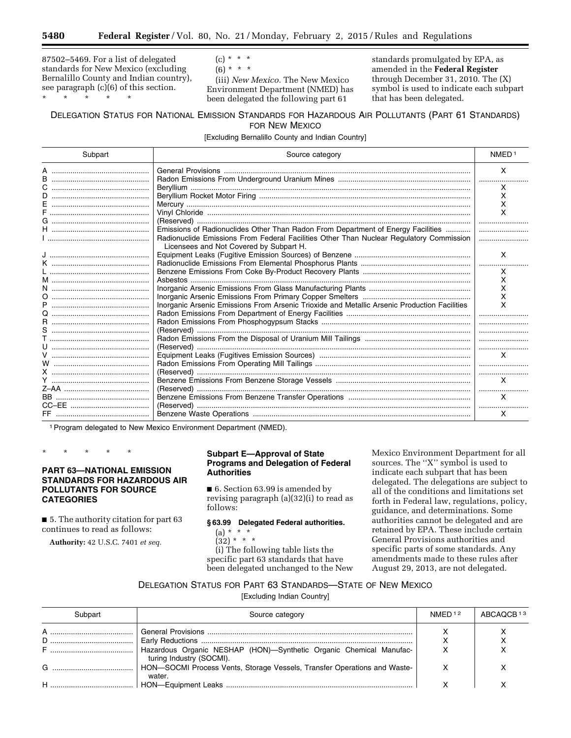87502–5469. For a list of delegated standards for New Mexico (excluding Bernalillo County and Indian country), see paragraph (c)(6) of this section.

\* \* \* \* \*

(c) \* \* \*

(6) \* \* \*

(iii) *New Mexico.* The New Mexico Environment Department (NMED) has been delegated the following part 61 standards promulgated by EPA, as amended in the **Federal Register** through December 31, 2010. The (X) symbol is used to indicate each subpart that has been delegated.

DELEGATION STATUS FOR NATIONAL EMISSION STANDARDS FOR HAZARDOUS AIR POLLUTANTS (PART 61 STANDARDS) FOR NEW MEXICO

[Excluding Bernalillo County and Indian Country]

| Subpart | Source category | NMED [1] |
|---|---|---|
| A | General Provisions | X |
| B | Radon Emissions From Underground Uranium Mines | |
| C | Beryllium | X |
| D | Beryllium Rocket Motor Firing | X |
| E | Mercury | X |
| F | Vinyl Chloride | X |
| G | (Reserved) | |
| H | Emissions of Radionuclides Other Than Radon From Department of Energy Facilities | |
| I | Radionuclide Emissions From Federal Facilities Other Than Nuclear Regulatory Commission Licensees and Not Covered by Subpart H. | |
| J | Equipment Leaks (Fugitive Emission Sources) of Benzene | X |
| K | Radionuclide Emissions From Elemental Phosphorus Plants | |
| L | Benzene Emissions From Coke By-Product Recovery Plants | X |
| M | Asbestos | X |
| N | Inorganic Arsenic Emissions From Glass Manufacturing Plants | X |
| O | Inorganic Arsenic Emissions From Primary Copper Smelters | X |
| P | Inorganic Arsenic Emissions From Arsenic Trioxide and Metallic Arsenic Production Facilities | X |
| Q | Radon Emissions From Department of Energy Facilities | |
| R | Radon Emissions From Phosphogypsum Stacks | |
| S | (Reserved) | |
| T | Radon Emissions From the Disposal of Uranium Mill Tailings | |
| U | (Reserved) | |
| V | Equipment Leaks (Fugitives Emission Sources) | X |
| W | Radon Emissions From Operating Mill Tailings | |
| X | (Reserved) | |
| Y | Benzene Emissions From Benzene Storage Vessels | X |
| Z–AA | (Reserved) | |
| BB | Benzene Emissions From Benzene Transfer Operations | X |
| CC–EE | (Reserved) | |
| FF | Benzene Waste Operations | X |

[1] Program delegated to New Mexico Environment Department (NMED).

\* \* \* \* \*

## PART 63—NATIONAL EMISSION STANDARDS FOR HAZARDOUS AIR POLLUTANTS FOR SOURCE CATEGORIES

■ 5. The authority citation for part 63 continues to read as follows:

**Authority:** 42 U.S.C. 7401 *et seq.*

### Subpart E—Approval of State Programs and Delegation of Federal Authorities

■ 6. Section 63.99 is amended by revising paragraph (a)(32)(i) to read as follows:

**§ 63.99 Delegated Federal authorities.**

(a) \* \* \*

(32) \* \* \*

(i) The following table lists the specific part 63 standards that have been delegated unchanged to the New Mexico Environment Department for all sources. The ''X'' symbol is used to indicate each subpart that has been delegated. The delegations are subject to all of the conditions and limitations set forth in Federal law, regulations, policy, guidance, and determinations. Some authorities cannot be delegated and are retained by EPA. These include certain General Provisions authorities and specific parts of some standards. Any amendments made to these rules after August 29, 2013, are not delegated.

DELEGATION STATUS FOR PART 63 STANDARDS—STATE OF NEW MEXICO

[Excluding Indian Country]

| Subpart | Source category | NMED [1,2] | ABCAQCB [1,3] |
|---|---|---|---|
| A | General Provisions | X | X |
| D | Early Reductions | X | X |
| F | Hazardous Organic NESHAP (HON)—Synthetic Organic Chemical Manufacturing Industry (SOCMI). | X | X |
| G | HON—SOCMI Process Vents, Storage Vessels, Transfer Operations and Wastewater. | X | X |
| H | HON—Equipment Leaks | X | X |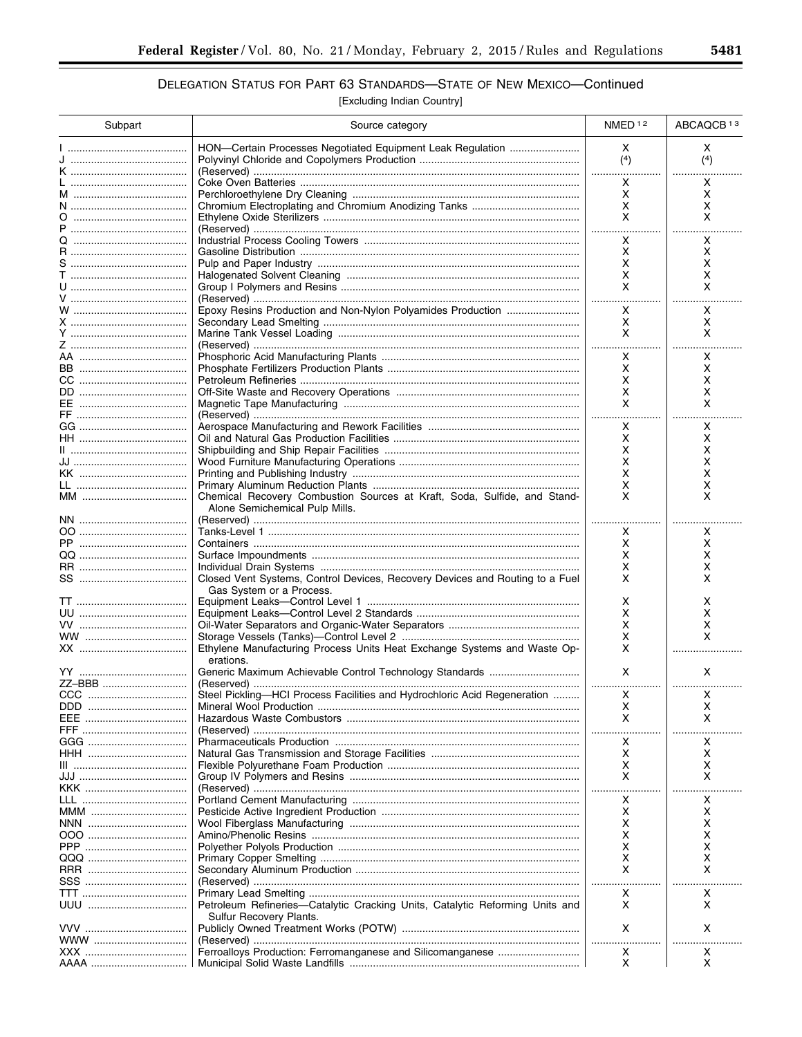## Delegation Status for Part 63 Standards—State of New Mexico—Continued

[Excluding Indian Country]

| Subpart | Source category | NMED [1,2] | ABCAQCB [1,3] |
|---|---|---|---|
| I | HON—Certain Processes Negotiated Equipment Leak Regulation | X | X |
| J | Polyvinyl Chloride and Copolymers Production | (4) | (4) |
| K | (Reserved) | | |
| L | Coke Oven Batteries | X | X |
| M | Perchloroethylene Dry Cleaning | X | X |
| N | Chromium Electroplating and Chromium Anodizing Tanks | X | X |
| O | Ethylene Oxide Sterilizers | X | X |
| P | (Reserved) | | |
| Q | Industrial Process Cooling Towers | X | X |
| R | Gasoline Distribution | X | X |
| S | Pulp and Paper Industry | X | X |
| T | Halogenated Solvent Cleaning | X | X |
| U | Group I Polymers and Resins | X | X |
| V | (Reserved) | | |
| W | Epoxy Resins Production and Non-Nylon Polyamides Production | X | X |
| X | Secondary Lead Smelting | X | X |
| Y | Marine Tank Vessel Loading | X | X |
| Z | (Reserved) | | |
| AA | Phosphoric Acid Manufacturing Plants | X | X |
| BB | Phosphate Fertilizers Production Plants | X | X |
| CC | Petroleum Refineries | X | X |
| DD | Off-Site Waste and Recovery Operations | X | X |
| EE | Magnetic Tape Manufacturing | X | X |
| FF | (Reserved) | | |
| GG | Aerospace Manufacturing and Rework Facilities | X | X |
| HH | Oil and Natural Gas Production Facilities | X | X |
| II | Shipbuilding and Ship Repair Facilities | X | X |
| JJ | Wood Furniture Manufacturing Operations | X | X |
| KK | Printing and Publishing Industry | X | X |
| LL | Primary Aluminum Reduction Plants | X | X |
| MM | Chemical Recovery Combustion Sources at Kraft, Soda, Sulfide, and Stand-Alone Semichemical Pulp Mills. | X | X |
| NN | (Reserved) | | |
| OO | Tanks-Level 1 | X | X |
| PP | Containers | X | X |
| QQ | Surface Impoundments | X | X |
| RR | Individual Drain Systems | X | X |
| SS | Closed Vent Systems, Control Devices, Recovery Devices and Routing to a Fuel Gas System or a Process. | X | X |
| TT | Equipment Leaks—Control Level 1 | X | X |
| UU | Equipment Leaks—Control Level 2 Standards | X | X |
| VV | Oil-Water Separators and Organic-Water Separators | X | X |
| WW | Storage Vessels (Tanks)—Control Level 2 | X | X |
| XX | Ethylene Manufacturing Process Units Heat Exchange Systems and Waste Operations. | X | |
| YY | Generic Maximum Achievable Control Technology Standards | X | X |
| ZZ–BBB | (Reserved) | | |
| CCC | Steel Pickling—HCl Process Facilities and Hydrochloric Acid Regeneration | X | X |
| DDD | Mineral Wool Production | X | X |
| EEE | Hazardous Waste Combustors | X | X |
| FFF | (Reserved) | | |
| GGG | Pharmaceuticals Production | X | X |
| HHH | Natural Gas Transmission and Storage Facilities | X | X |
| III | Flexible Polyurethane Foam Production | X | X |
| JJJ | Group IV Polymers and Resins | X | X |
| KKK | (Reserved) | | |
| LLL | Portland Cement Manufacturing | X | X |
| MMM | Pesticide Active Ingredient Production | X | X |
| NNN | Wool Fiberglass Manufacturing | X | X |
| OOO | Amino/Phenolic Resins | X | X |
| PPP | Polyether Polyols Production | X | X |
| QQQ | Primary Copper Smelting | X | X |
| RRR | Secondary Aluminum Production | X | X |
| SSS | (Reserved) | | |
| TTT | Primary Lead Smelting | X | X |
| UUU | Petroleum Refineries—Catalytic Cracking Units, Catalytic Reforming Units and Sulfur Recovery Plants. | X | X |
| VVV | Publicly Owned Treatment Works (POTW) | X | X |
| WWW | (Reserved) | | |
| XXX | Ferroalloys Production: Ferromanganese and Silicomanganese | X | X |
| AAAA | Municipal Solid Waste Landfills | X | X |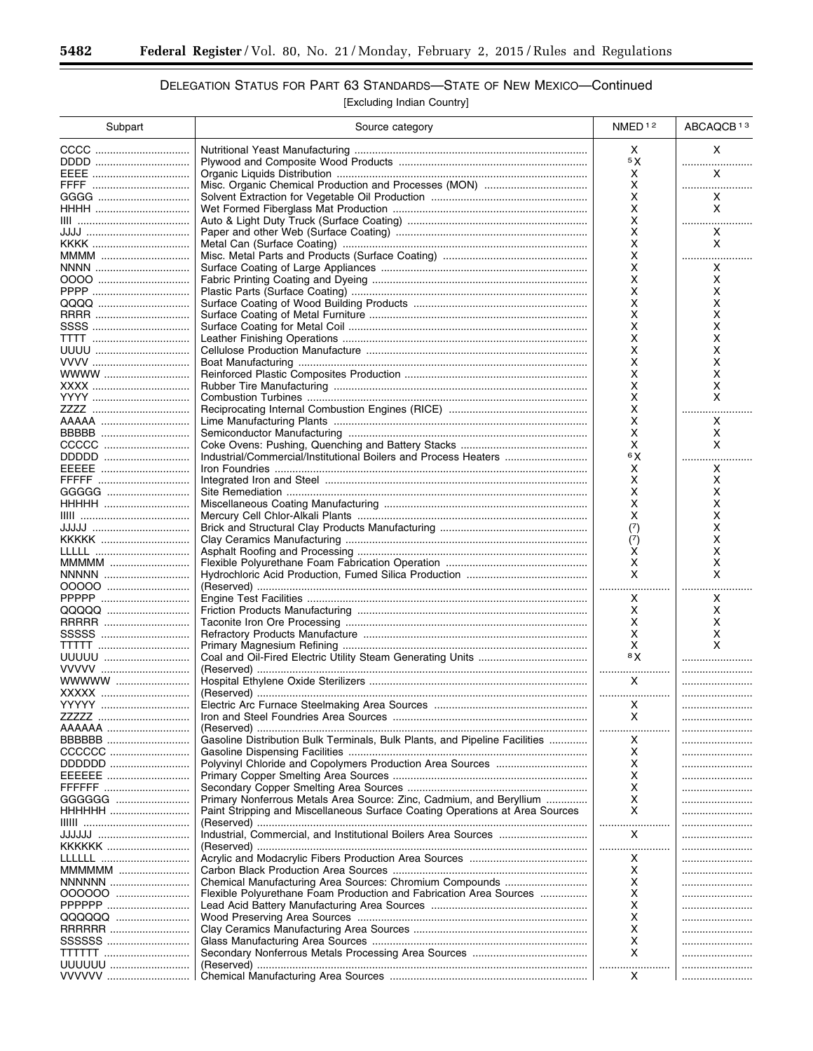## DELEGATION STATUS FOR PART 63 STANDARDS—STATE OF NEW MEXICO—Continued

[Excluding Indian Country]

| Subpart | Source category | NMED [1 2] | ABCAQCB [1 3] |
|---|---|---|---|
| CCCC | Nutritional Yeast Manufacturing | X | X |
| DDDD | Plywood and Composite Wood Products | [5] X | |
| EEEE | Organic Liquids Distribution | X | X |
| FFFF | Misc. Organic Chemical Production and Processes (MON) | X | |
| GGGG | Solvent Extraction for Vegetable Oil Production | X | X |
| HHHH | Wet Formed Fiberglass Mat Production | X | X |
| IIII | Auto & Light Duty Truck (Surface Coating) | X | |
| JJJJ | Paper and other Web (Surface Coating) | X | X |
| KKKK | Metal Can (Surface Coating) | X | X |
| MMMM | Misc. Metal Parts and Products (Surface Coating) | X | |
| NNNN | Surface Coating of Large Appliances | X | X |
| OOOO | Fabric Printing Coating and Dyeing | X | X |
| PPPP | Plastic Parts (Surface Coating) | X | X |
| QQQQ | Surface Coating of Wood Building Products | X | X |
| RRRR | Surface Coating of Metal Furniture | X | X |
| SSSS | Surface Coating for Metal Coil | X | X |
| TTTT | Leather Finishing Operations | X | X |
| UUUU | Cellulose Production Manufacture | X | X |
| VVVV | Boat Manufacturing | X | X |
| WWWW | Reinforced Plastic Composites Production | X | X |
| XXXX | Rubber Tire Manufacturing | X | X |
| YYYY | Combustion Turbines | X | X |
| ZZZZ | Reciprocating Internal Combustion Engines (RICE) | X | |
| AAAAA | Lime Manufacturing Plants | X | X |
| BBBBB | Semiconductor Manufacturing | X | X |
| CCCCC | Coke Ovens: Pushing, Quenching and Battery Stacks | X | X |
| DDDDD | Industrial/Commercial/Institutional Boilers and Process Heaters | [6] X | |
| EEEEE | Iron Foundries | X | X |
| FFFFF | Integrated Iron and Steel | X | X |
| GGGGG | Site Remediation | X | X |
| HHHHH | Miscellaneous Coating Manufacturing | X | X |
| IIIII | Mercury Cell Chlor-Alkali Plants | X | X |
| JJJJJ | Brick and Structural Clay Products Manufacturing | ([7]) | X |
| KKKKK | Clay Ceramics Manufacturing | ([7]) | X |
| LLLLL | Asphalt Roofing and Processing | X | X |
| MMMMM | Flexible Polyurethane Foam Fabrication Operation | X | X |
| NNNNN | Hydrochloric Acid Production, Fumed Silica Production | X | X |
| OOOOO | (Reserved) | | |
| PPPPP | Engine Test Facilities | X | X |
| QQQQQ | Friction Products Manufacturing | X | X |
| RRRRR | Taconite Iron Ore Processing | X | X |
| SSSSS | Refractory Products Manufacture | X | X |
| TTTTT | Primary Magnesium Refining | X | X |
| UUUUU | Coal and Oil-Fired Electric Utility Steam Generating Units | [8] X | |
| VVVVV | (Reserved) | | |
| WWWWW | Hospital Ethylene Oxide Sterilizers | X | |
| XXXXX | (Reserved) | | |
| YYYYY | Electric Arc Furnace Steelmaking Area Sources | X | |
| ZZZZZ | Iron and Steel Foundries Area Sources | X | |
| AAAAAA | (Reserved) | | |
| BBBBBB | Gasoline Distribution Bulk Terminals, Bulk Plants, and Pipeline Facilities | X | |
| CCCCCC | Gasoline Dispensing Facilities | X | |
| DDDDDD | Polyvinyl Chloride and Copolymers Production Area Sources | X | |
| EEEEEE | Primary Copper Smelting Area Sources | X | |
| FFFFFF | Secondary Copper Smelting Area Sources | X | |
| GGGGGG | Primary Nonferrous Metals Area Source: Zinc, Cadmium, and Beryllium | X | |
| HHHHHH | Paint Stripping and Miscellaneous Surface Coating Operations at Area Sources | X | |
| IIIIII | (Reserved) | | |
| JJJJJJ | Industrial, Commercial, and Institutional Boilers Area Sources | X | |
| KKKKKK | (Reserved) | | |
| LLLLLL | Acrylic and Modacrylic Fibers Production Area Sources | X | |
| MMMMMM | Carbon Black Production Area Sources | X | |
| NNNNNN | Chemical Manufacturing Area Sources: Chromium Compounds | X | |
| OOOOOO | Flexible Polyurethane Foam Production and Fabrication Area Sources | X | |
| PPPPPP | Lead Acid Battery Manufacturing Area Sources | X | |
| QQQQQQ | Wood Preserving Area Sources | X | |
| RRRRRR | Clay Ceramics Manufacturing Area Sources | X | |
| SSSSSS | Glass Manufacturing Area Sources | X | |
| TTTTTT | Secondary Nonferrous Metals Processing Area Sources | X | |
| UUUUUU | (Reserved) | | |
| VVVVVV | Chemical Manufacturing Area Sources | X | |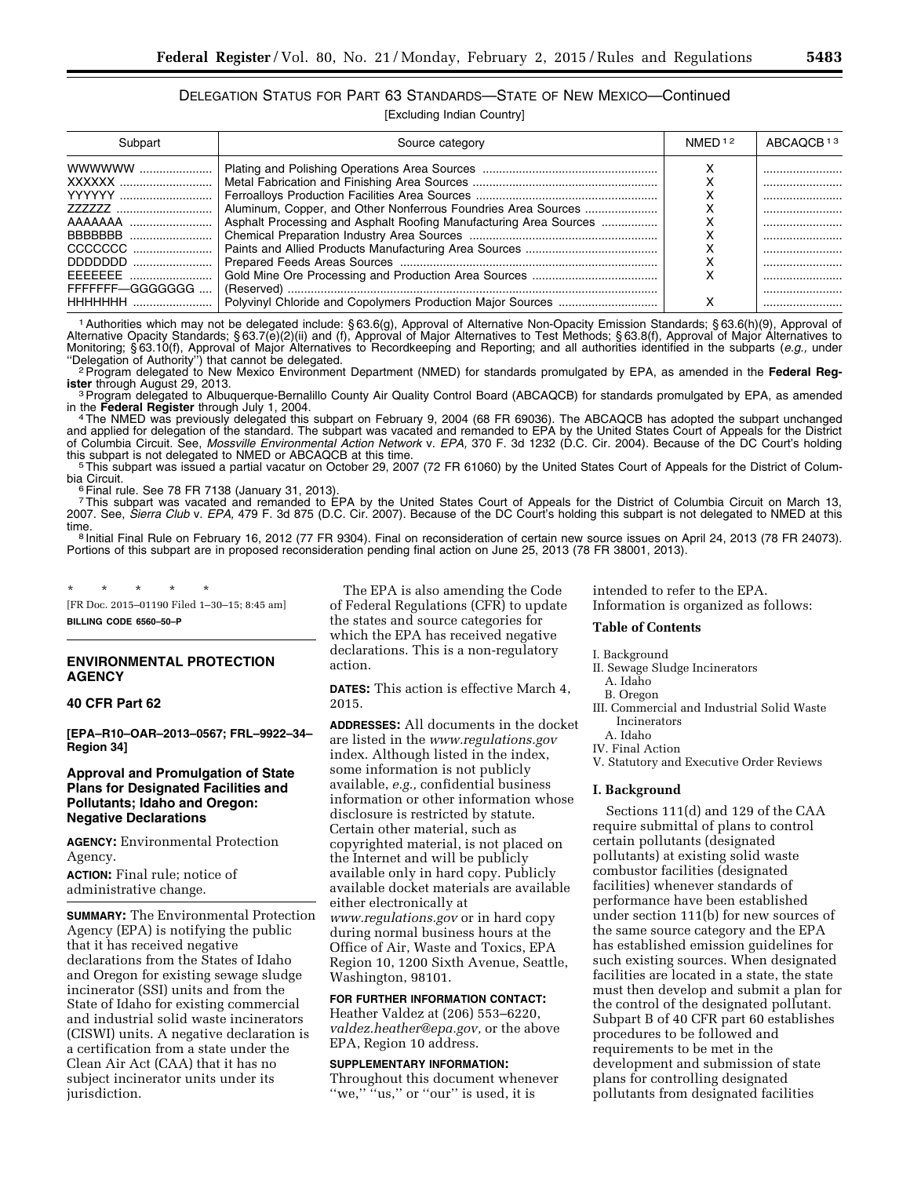DELEGATION STATUS FOR PART 63 STANDARDS—STATE OF NEW MEXICO—Continued

[Excluding Indian Country]

| Subpart | Source category | NMED [1,2] | ABCAQCB [1,3] |
|---|---|---|---|
| WWWWWW | Plating and Polishing Operations Area Sources | X | |
| XXXXXX | Metal Fabrication and Finishing Area Sources | X | |
| YYYYYY | Ferroalloys Production Facilities Area Sources | X | |
| ZZZZZZ | Aluminum, Copper, and Other Nonferrous Foundries Area Sources | X | |
| AAAAAAA | Asphalt Processing and Asphalt Roofing Manufacturing Area Sources | X | |
| BBBBBBB | Chemical Preparation Industry Area Sources | X | |
| CCCCCCC | Paints and Allied Products Manufacturing Area Sources | X | |
| DDDDDDD | Prepared Feeds Areas Sources | X | |
| EEEEEEE | Gold Mine Ore Processing and Production Area Sources | X | |
| FFFFFFF—GGGGGGG | (Reserved) | | |
| HHHHHHH | Polyvinyl Chloride and Copolymers Production Major Sources | X | |

[1] Authorities which may not be delegated include: § 63.6(g), Approval of Alternative Non-Opacity Emission Standards; § 63.6(h)(9), Approval of Alternative Opacity Standards; § 63.7(e)(2)(ii) and (f), Approval of Major Alternatives to Test Methods; § 63.8(f), Approval of Major Alternatives to Monitoring; § 63.10(f), Approval of Major Alternatives to Recordkeeping and Reporting; and all authorities identified in the subparts (*e.g.,* under ''Delegation of Authority'') that cannot be delegated.

[2] Program delegated to New Mexico Environment Department (NMED) for standards promulgated by EPA, as amended in the **Federal Register** through August 29, 2013.

[3] Program delegated to Albuquerque-Bernalillo County Air Quality Control Board (ABCAQCB) for standards promulgated by EPA, as amended in the **Federal Register** through July 1, 2004.

[4] The NMED was previously delegated this subpart on February 9, 2004 (68 FR 69036). The ABCAQCB has adopted the subpart unchanged and applied for delegation of the standard. The subpart was vacated and remanded to EPA by the United States Court of Appeals for the District of Columbia Circuit. See, *Mossville Environmental Action Network* v. *EPA,* 370 F. 3d 1232 (D.C. Cir. 2004). Because of the DC Court's holding this subpart is not delegated to NMED or ABCAQCB at this time.

[5] This subpart was issued a partial vacatur on October 29, 2007 (72 FR 61060) by the United States Court of Appeals for the District of Columbia Circuit.

[6] Final rule. See 78 FR 7138 (January 31, 2013).

[7] This subpart was vacated and remanded to EPA by the United States Court of Appeals for the District of Columbia Circuit on March 13, 2007. See, *Sierra Club* v. *EPA,* 479 F. 3d 875 (D.C. Cir. 2007). Because of the DC Court's holding this subpart is not delegated to NMED at this time.

[8] Initial Final Rule on February 16, 2012 (77 FR 9304). Final on reconsideration of certain new source issues on April 24, 2013 (78 FR 24073). Portions of this subpart are in proposed reconsideration pending final action on June 25, 2013 (78 FR 38001, 2013).

\* \* \* \* \*

[FR Doc. 2015–01190 Filed 1–30–15; 8:45 am]

**BILLING CODE 6560–50–P**

## ENVIRONMENTAL PROTECTION AGENCY

### 40 CFR Part 62

**[EPA–R10–OAR–2013–0567; FRL–9922–34–Region 34]**

### Approval and Promulgation of State Plans for Designated Facilities and Pollutants; Idaho and Oregon: Negative Declarations

**AGENCY:** Environmental Protection Agency.

**ACTION:** Final rule; notice of administrative change.

**SUMMARY:** The Environmental Protection Agency (EPA) is notifying the public that it has received negative declarations from the States of Idaho and Oregon for existing sewage sludge incinerator (SSI) units and from the State of Idaho for existing commercial and industrial solid waste incinerators (CISWI) units. A negative declaration is a certification from a state under the Clean Air Act (CAA) that it has no subject incinerator units under its jurisdiction.

The EPA is also amending the Code of Federal Regulations (CFR) to update the states and source categories for which the EPA has received negative declarations. This is a non-regulatory action.

**DATES:** This action is effective March 4, 2015.

**ADDRESSES:** All documents in the docket are listed in the *www.regulations.gov* index. Although listed in the index, some information is not publicly available, *e.g.,* confidential business information or other information whose disclosure is restricted by statute. Certain other material, such as copyrighted material, is not placed on the Internet and will be publicly available only in hard copy. Publicly available docket materials are available either electronically at *www.regulations.gov* or in hard copy during normal business hours at the Office of Air, Waste and Toxics, EPA Region 10, 1200 Sixth Avenue, Seattle, Washington, 98101.

**FOR FURTHER INFORMATION CONTACT:** Heather Valdez at (206) 553–6220, *valdez.heather@epa.gov,* or the above EPA, Region 10 address.

**SUPPLEMENTARY INFORMATION:** Throughout this document whenever ''we,'' ''us,'' or ''our'' is used, it is intended to refer to the EPA. Information is organized as follows:

#### Table of Contents

I. Background
II. Sewage Sludge Incinerators
  A. Idaho
  B. Oregon
III. Commercial and Industrial Solid Waste Incinerators
  A. Idaho
IV. Final Action
V. Statutory and Executive Order Reviews

#### I. Background

Sections 111(d) and 129 of the CAA require submittal of plans to control certain pollutants (designated pollutants) at existing solid waste combustor facilities (designated facilities) whenever standards of performance have been established under section 111(b) for new sources of the same source category and the EPA has established emission guidelines for such existing sources. When designated facilities are located in a state, the state must then develop and submit a plan for the control of the designated pollutant. Subpart B of 40 CFR part 60 establishes procedures to be followed and requirements to be met in the development and submission of state plans for controlling designated pollutants from designated facilities